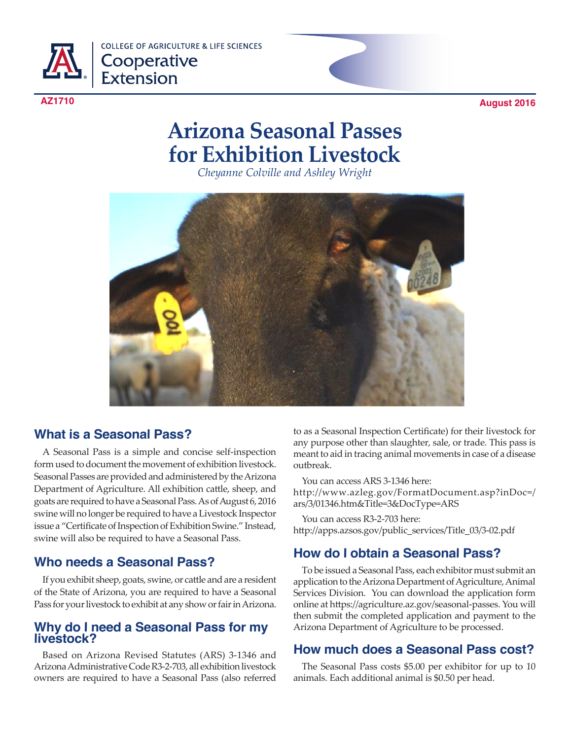COLLEGE OF AGRICULTURE & LIFE SCIENCES
Cooperative Extension

AZ1710 August 2016

# Arizona Seasonal Passes for Exhibition Livestock

*Cheyanne Colville and Ashley Wright*

## What is a Seasonal Pass?

A Seasonal Pass is a simple and concise self-inspection form used to document the movement of exhibition livestock. Seasonal Passes are provided and administered by the Arizona Department of Agriculture. All exhibition cattle, sheep, and goats are required to have a Seasonal Pass. As of August 6, 2016 swine will no longer be required to have a Livestock Inspector issue a "Certificate of Inspection of Exhibition Swine." Instead, swine will also be required to have a Seasonal Pass.

## Who needs a Seasonal Pass?

If you exhibit sheep, goats, swine, or cattle and are a resident of the State of Arizona, you are required to have a Seasonal Pass for your livestock to exhibit at any show or fair in Arizona.

## Why do I need a Seasonal Pass for my livestock?

Based on Arizona Revised Statutes (ARS) 3-1346 and Arizona Administrative Code R3-2-703, all exhibition livestock owners are required to have a Seasonal Pass (also referred to as a Seasonal Inspection Certificate) for their livestock for any purpose other than slaughter, sale, or trade. This pass is meant to aid in tracing animal movements in case of a disease outbreak.

You can access ARS 3-1346 here: http://www.azleg.gov/FormatDocument.asp?inDoc=/ars/3/01346.htm&Title=3&DocType=ARS

You can access R3-2-703 here: http://apps.azsos.gov/public_services/Title_03/3-02.pdf

## How do I obtain a Seasonal Pass?

To be issued a Seasonal Pass, each exhibitor must submit an application to the Arizona Department of Agriculture, Animal Services Division. You can download the application form online at https://agriculture.az.gov/seasonal-passes. You will then submit the completed application and payment to the Arizona Department of Agriculture to be processed.

## How much does a Seasonal Pass cost?

The Seasonal Pass costs $5.00 per exhibitor for up to 10 animals. Each additional animal is $0.50 per head.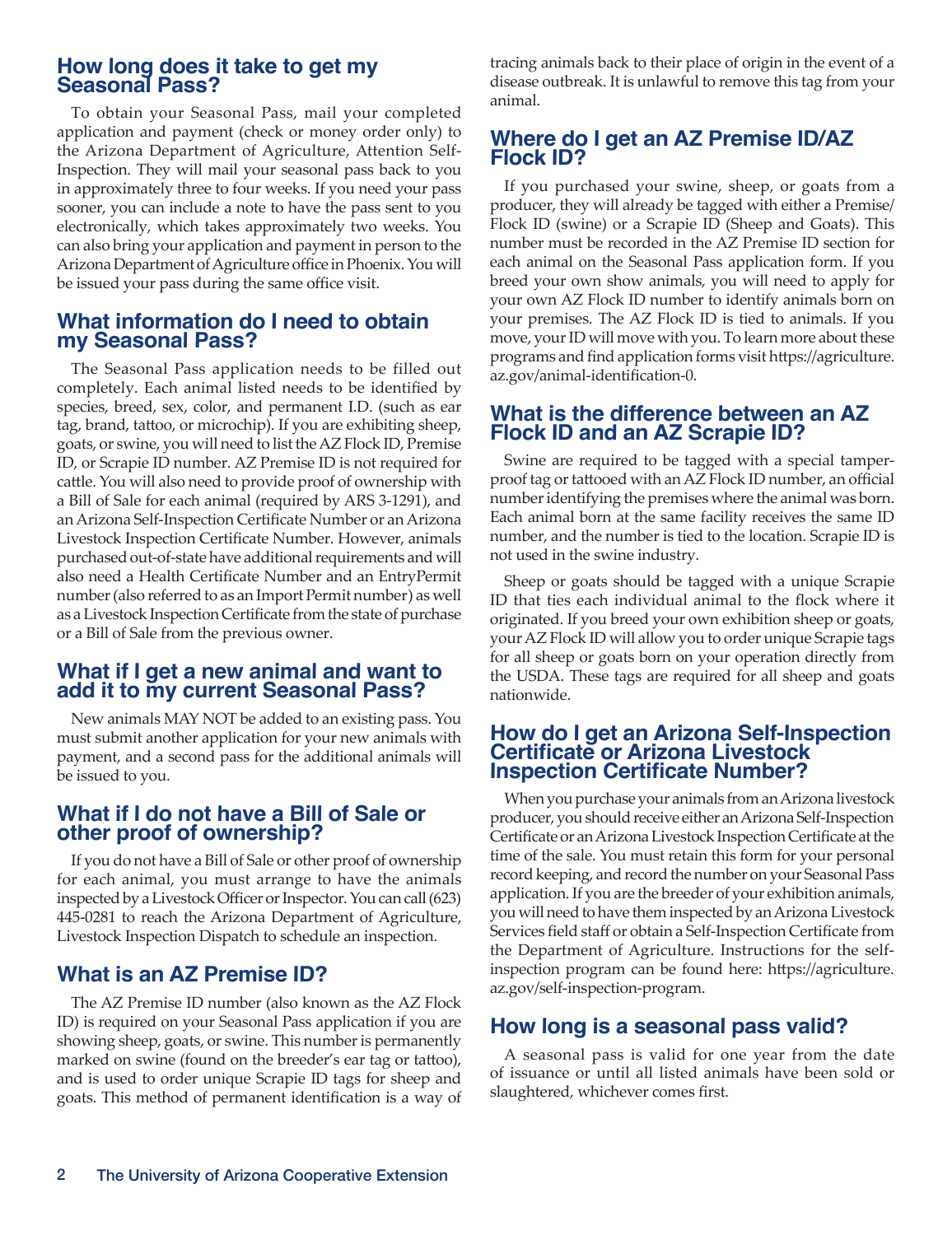## How long does it take to get my Seasonal Pass?

To obtain your Seasonal Pass, mail your completed application and payment (check or money order only) to the Arizona Department of Agriculture, Attention Self-Inspection. They will mail your seasonal pass back to you in approximately three to four weeks. If you need your pass sooner, you can include a note to have the pass sent to you electronically, which takes approximately two weeks. You can also bring your application and payment in person to the Arizona Department of Agriculture office in Phoenix. You will be issued your pass during the same office visit.

## What information do I need to obtain my Seasonal Pass?

The Seasonal Pass application needs to be filled out completely. Each animal listed needs to be identified by species, breed, sex, color, and permanent I.D. (such as ear tag, brand, tattoo, or microchip). If you are exhibiting sheep, goats, or swine, you will need to list the AZ Flock ID, Premise ID, or Scrapie ID number. AZ Premise ID is not required for cattle. You will also need to provide proof of ownership with a Bill of Sale for each animal (required by ARS 3-1291), and an Arizona Self-Inspection Certificate Number or an Arizona Livestock Inspection Certificate Number. However, animals purchased out-of-state have additional requirements and will also need a Health Certificate Number and an EntryPermit number (also referred to as an Import Permit number) as well as a Livestock Inspection Certificate from the state of purchase or a Bill of Sale from the previous owner.

## What if I get a new animal and want to add it to my current Seasonal Pass?

New animals MAY NOT be added to an existing pass. You must submit another application for your new animals with payment, and a second pass for the additional animals will be issued to you.

## What if I do not have a Bill of Sale or other proof of ownership?

If you do not have a Bill of Sale or other proof of ownership for each animal, you must arrange to have the animals inspected by a Livestock Officer or Inspector. You can call (623) 445-0281 to reach the Arizona Department of Agriculture, Livestock Inspection Dispatch to schedule an inspection.

## What is an AZ Premise ID?

The AZ Premise ID number (also known as the AZ Flock ID) is required on your Seasonal Pass application if you are showing sheep, goats, or swine. This number is permanently marked on swine (found on the breeder's ear tag or tattoo), and is used to order unique Scrapie ID tags for sheep and goats. This method of permanent identification is a way of tracing animals back to their place of origin in the event of a disease outbreak. It is unlawful to remove this tag from your animal.

## Where do I get an AZ Premise ID/AZ Flock ID?

If you purchased your swine, sheep, or goats from a producer, they will already be tagged with either a Premise/ Flock ID (swine) or a Scrapie ID (Sheep and Goats). This number must be recorded in the AZ Premise ID section for each animal on the Seasonal Pass application form. If you breed your own show animals, you will need to apply for your own AZ Flock ID number to identify animals born on your premises. The AZ Flock ID is tied to animals. If you move, your ID will move with you. To learn more about these programs and find application forms visit https://agriculture.az.gov/animal-identification-0.

## What is the difference between an AZ Flock ID and an AZ Scrapie ID?

Swine are required to be tagged with a special tamper-proof tag or tattooed with an AZ Flock ID number, an official number identifying the premises where the animal was born. Each animal born at the same facility receives the same ID number, and the number is tied to the location. Scrapie ID is not used in the swine industry.

Sheep or goats should be tagged with a unique Scrapie ID that ties each individual animal to the flock where it originated. If you breed your own exhibition sheep or goats, your AZ Flock ID will allow you to order unique Scrapie tags for all sheep or goats born on your operation directly from the USDA. These tags are required for all sheep and goats nationwide.

## How do I get an Arizona Self-Inspection Certificate or Arizona Livestock Inspection Certificate Number?

When you purchase your animals from an Arizona livestock producer, you should receive either an Arizona Self-Inspection Certificate or an Arizona Livestock Inspection Certificate at the time of the sale. You must retain this form for your personal record keeping, and record the number on your Seasonal Pass application. If you are the breeder of your exhibition animals, you will need to have them inspected by an Arizona Livestock Services field staff or obtain a Self-Inspection Certificate from the Department of Agriculture. Instructions for the self-inspection program can be found here: https://agriculture.az.gov/self-inspection-program.

## How long is a seasonal pass valid?

A seasonal pass is valid for one year from the date of issuance or until all listed animals have been sold or slaughtered, whichever comes first.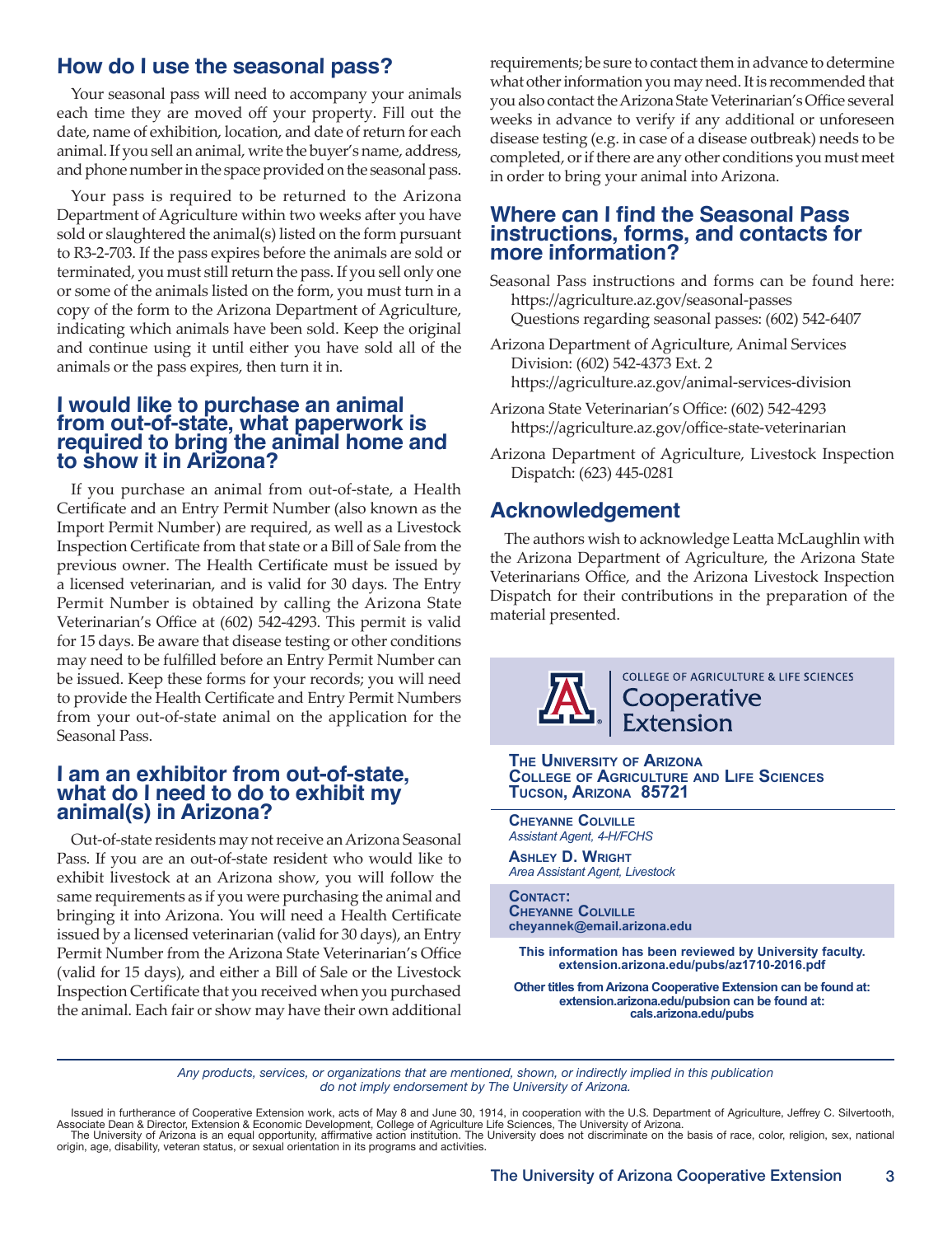## How do I use the seasonal pass?

Your seasonal pass will need to accompany your animals each time they are moved off your property. Fill out the date, name of exhibition, location, and date of return for each animal. If you sell an animal, write the buyer's name, address, and phone number in the space provided on the seasonal pass.

Your pass is required to be returned to the Arizona Department of Agriculture within two weeks after you have sold or slaughtered the animal(s) listed on the form pursuant to R3-2-703. If the pass expires before the animals are sold or terminated, you must still return the pass. If you sell only one or some of the animals listed on the form, you must turn in a copy of the form to the Arizona Department of Agriculture, indicating which animals have been sold. Keep the original and continue using it until either you have sold all of the animals or the pass expires, then turn it in.

## I would like to purchase an animal from out-of-state, what paperwork is required to bring the animal home and to show it in Arizona?

If you purchase an animal from out-of-state, a Health Certificate and an Entry Permit Number (also known as the Import Permit Number) are required, as well as a Livestock Inspection Certificate from that state or a Bill of Sale from the previous owner. The Health Certificate must be issued by a licensed veterinarian, and is valid for 30 days. The Entry Permit Number is obtained by calling the Arizona State Veterinarian's Office at (602) 542-4293. This permit is valid for 15 days. Be aware that disease testing or other conditions may need to be fulfilled before an Entry Permit Number can be issued. Keep these forms for your records; you will need to provide the Health Certificate and Entry Permit Numbers from your out-of-state animal on the application for the Seasonal Pass.

## I am an exhibitor from out-of-state, what do I need to do to exhibit my animal(s) in Arizona?

Out-of-state residents may not receive an Arizona Seasonal Pass. If you are an out-of-state resident who would like to exhibit livestock at an Arizona show, you will follow the same requirements as if you were purchasing the animal and bringing it into Arizona. You will need a Health Certificate issued by a licensed veterinarian (valid for 30 days), an Entry Permit Number from the Arizona State Veterinarian's Office (valid for 15 days), and either a Bill of Sale or the Livestock Inspection Certificate that you received when you purchased the animal. Each fair or show may have their own additional requirements; be sure to contact them in advance to determine what other information you may need. It is recommended that you also contact the Arizona State Veterinarian's Office several weeks in advance to verify if any additional or unforeseen disease testing (e.g. in case of a disease outbreak) needs to be completed, or if there are any other conditions you must meet in order to bring your animal into Arizona.

## Where can I find the Seasonal Pass instructions, forms, and contacts for more information?

Seasonal Pass instructions and forms can be found here: https://agriculture.az.gov/seasonal-passes
Questions regarding seasonal passes: (602) 542-6407

Arizona Department of Agriculture, Animal Services Division: (602) 542-4373 Ext. 2
https://agriculture.az.gov/animal-services-division

Arizona State Veterinarian's Office: (602) 542-4293
https://agriculture.az.gov/office-state-veterinarian

Arizona Department of Agriculture, Livestock Inspection Dispatch: (623) 445-0281

## Acknowledgement

The authors wish to acknowledge Leatta McLaughlin with the Arizona Department of Agriculture, the Arizona State Veterinarians Office, and the Arizona Livestock Inspection Dispatch for their contributions in the preparation of the material presented.

College of Agriculture & Life Sciences
Cooperative Extension

**The University of Arizona**
**College of Agriculture and Life Sciences**
**Tucson, Arizona 85721**

**Cheyanne Colville**
*Assistant Agent, 4-H/FCHS*

**Ashley D. Wright**
*Area Assistant Agent, Livestock*

**Contact:**
**Cheyanne Colville**
**cheyannek@email.arizona.edu**

**This information has been reviewed by University faculty.**
**extension.arizona.edu/pubs/az1710-2016.pdf**

**Other titles from Arizona Cooperative Extension can be found at: extension.arizona.edu/pubsion can be found at: cals.arizona.edu/pubs**

*Any products, services, or organizations that are mentioned, shown, or indirectly implied in this publication do not imply endorsement by The University of Arizona.*

Issued in furtherance of Cooperative Extension work, acts of May 8 and June 30, 1914, in cooperation with the U.S. Department of Agriculture, Jeffrey C. Silvertooth, Associate Dean & Director, Extension & Economic Development, College of Agriculture Life Sciences, The University of Arizona.
The University of Arizona is an equal opportunity, affirmative action institution. The University does not discriminate on the basis of race, color, religion, sex, national origin, age, disability, veteran status, or sexual orientation in its programs and activities.